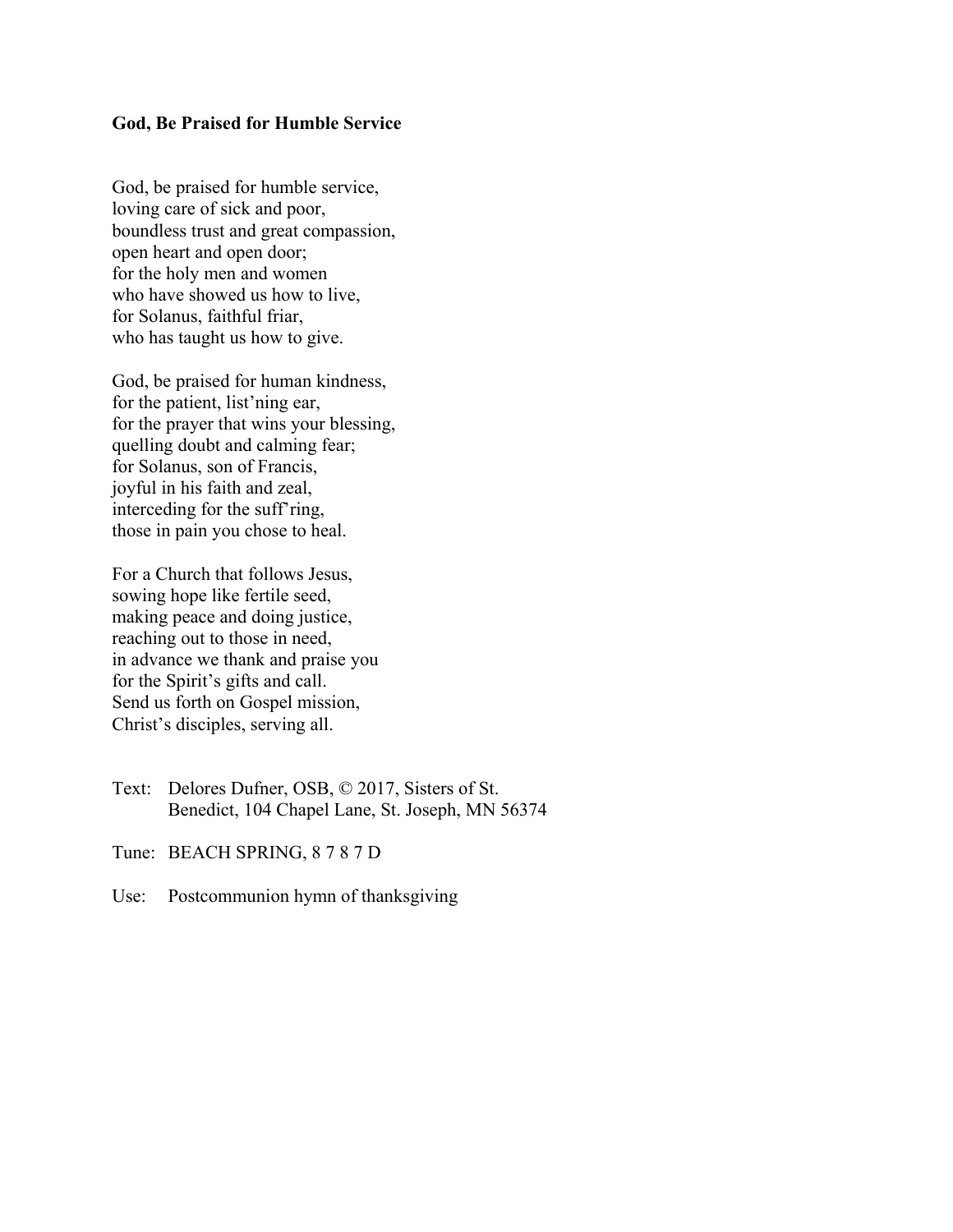**God, Be Praised for Humble Service**

God, be praised for humble service,  
loving care of sick and poor,  
boundless trust and great compassion,  
open heart and open door;  
for the holy men and women  
who have showed us how to live,  
for Solanus, faithful friar,  
who has taught us how to give.

God, be praised for human kindness,  
for the patient, list'ning ear,  
for the prayer that wins your blessing,  
quelling doubt and calming fear;  
for Solanus, son of Francis,  
joyful in his faith and zeal,  
interceding for the suff'ring,  
those in pain you chose to heal.

For a Church that follows Jesus,  
sowing hope like fertile seed,  
making peace and doing justice,  
reaching out to those in need,  
in advance we thank and praise you  
for the Spirit's gifts and call.  
Send us forth on Gospel mission,  
Christ's disciples, serving all.

Text: Delores Dufner, OSB, © 2017, Sisters of St. Benedict, 104 Chapel Lane, St. Joseph, MN 56374

Tune: BEACH SPRING, 8 7 8 7 D

Use: Postcommunion hymn of thanksgiving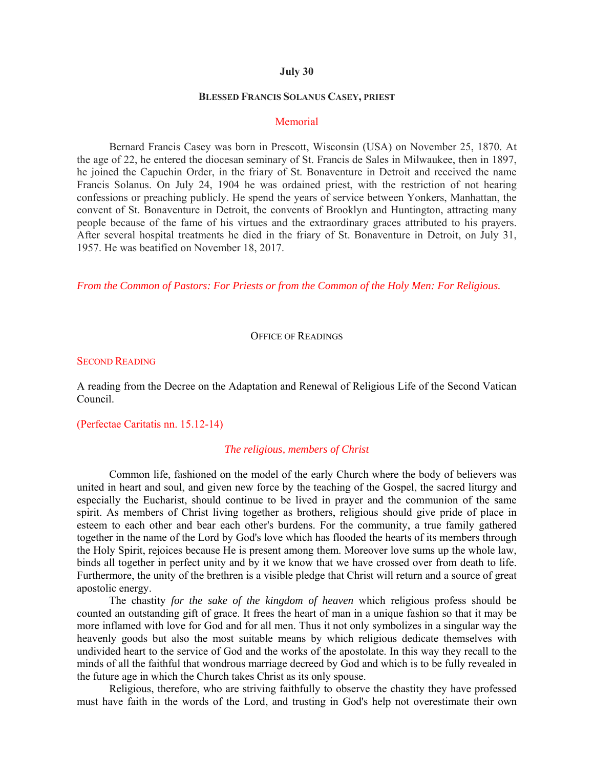**July 30**

**BLESSED FRANCIS SOLANUS CASEY, PRIEST**

Memorial

Bernard Francis Casey was born in Prescott, Wisconsin (USA) on November 25, 1870. At the age of 22, he entered the diocesan seminary of St. Francis de Sales in Milwaukee, then in 1897, he joined the Capuchin Order, in the friary of St. Bonaventure in Detroit and received the name Francis Solanus. On July 24, 1904 he was ordained priest, with the restriction of not hearing confessions or preaching publicly. He spend the years of service between Yonkers, Manhattan, the convent of St. Bonaventure in Detroit, the convents of Brooklyn and Huntington, attracting many people because of the fame of his virtues and the extraordinary graces attributed to his prayers. After several hospital treatments he died in the friary of St. Bonaventure in Detroit, on July 31, 1957. He was beatified on November 18, 2017.

*From the Common of Pastors: For Priests or from the Common of the Holy Men: For Religious.*

OFFICE OF READINGS

SECOND READING

A reading from the Decree on the Adaptation and Renewal of Religious Life of the Second Vatican Council.

(Perfectae Caritatis nn. 15.12-14)

*The religious, members of Christ*

Common life, fashioned on the model of the early Church where the body of believers was united in heart and soul, and given new force by the teaching of the Gospel, the sacred liturgy and especially the Eucharist, should continue to be lived in prayer and the communion of the same spirit. As members of Christ living together as brothers, religious should give pride of place in esteem to each other and bear each other's burdens. For the community, a true family gathered together in the name of the Lord by God's love which has flooded the hearts of its members through the Holy Spirit, rejoices because He is present among them. Moreover love sums up the whole law, binds all together in perfect unity and by it we know that we have crossed over from death to life. Furthermore, the unity of the brethren is a visible pledge that Christ will return and a source of great apostolic energy.

The chastity *for the sake of the kingdom of heaven* which religious profess should be counted an outstanding gift of grace. It frees the heart of man in a unique fashion so that it may be more inflamed with love for God and for all men. Thus it not only symbolizes in a singular way the heavenly goods but also the most suitable means by which religious dedicate themselves with undivided heart to the service of God and the works of the apostolate. In this way they recall to the minds of all the faithful that wondrous marriage decreed by God and which is to be fully revealed in the future age in which the Church takes Christ as its only spouse.

Religious, therefore, who are striving faithfully to observe the chastity they have professed must have faith in the words of the Lord, and trusting in God's help not overestimate their own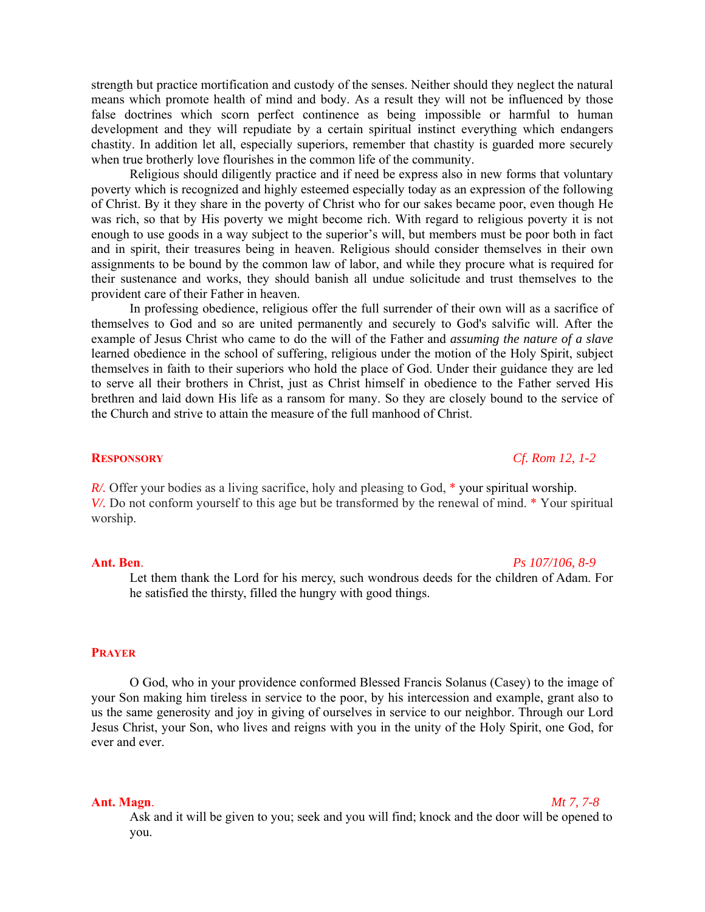strength but practice mortification and custody of the senses. Neither should they neglect the natural means which promote health of mind and body. As a result they will not be influenced by those false doctrines which scorn perfect continence as being impossible or harmful to human development and they will repudiate by a certain spiritual instinct everything which endangers chastity. In addition let all, especially superiors, remember that chastity is guarded more securely when true brotherly love flourishes in the common life of the community.

Religious should diligently practice and if need be express also in new forms that voluntary poverty which is recognized and highly esteemed especially today as an expression of the following of Christ. By it they share in the poverty of Christ who for our sakes became poor, even though He was rich, so that by His poverty we might become rich. With regard to religious poverty it is not enough to use goods in a way subject to the superior's will, but members must be poor both in fact and in spirit, their treasures being in heaven. Religious should consider themselves in their own assignments to be bound by the common law of labor, and while they procure what is required for their sustenance and works, they should banish all undue solicitude and trust themselves to the provident care of their Father in heaven.

In professing obedience, religious offer the full surrender of their own will as a sacrifice of themselves to God and so are united permanently and securely to God's salvific will. After the example of Jesus Christ who came to do the will of the Father and *assuming the nature of a slave* learned obedience in the school of suffering, religious under the motion of the Holy Spirit, subject themselves in faith to their superiors who hold the place of God. Under their guidance they are led to serve all their brothers in Christ, just as Christ himself in obedience to the Father served His brethren and laid down His life as a ransom for many. So they are closely bound to the service of the Church and strive to attain the measure of the full manhood of Christ.

**RESPONSORY** *Cf. Rom 12, 1-2*

*R/.* Offer your bodies as a living sacrifice, holy and pleasing to God, * your spiritual worship.
*V/.* Do not conform yourself to this age but be transformed by the renewal of mind. * Your spiritual worship.

**Ant. Ben.** *Ps 107/106, 8-9*

Let them thank the Lord for his mercy, such wondrous deeds for the children of Adam. For he satisfied the thirsty, filled the hungry with good things.

**PRAYER**

O God, who in your providence conformed Blessed Francis Solanus (Casey) to the image of your Son making him tireless in service to the poor, by his intercession and example, grant also to us the same generosity and joy in giving of ourselves in service to our neighbor. Through our Lord Jesus Christ, your Son, who lives and reigns with you in the unity of the Holy Spirit, one God, for ever and ever.

**Ant. Magn.** *Mt 7, 7-8*

Ask and it will be given to you; seek and you will find; knock and the door will be opened to you.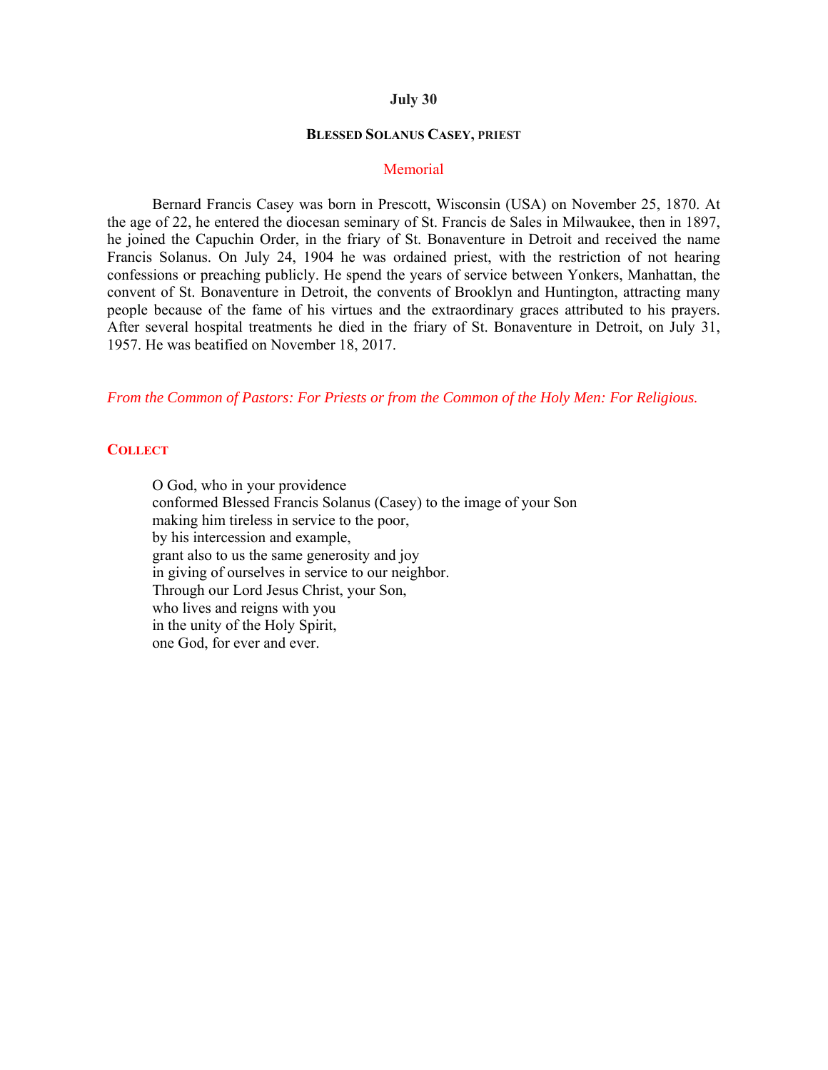**July 30**

**BLESSED SOLANUS CASEY, PRIEST**

Memorial

Bernard Francis Casey was born in Prescott, Wisconsin (USA) on November 25, 1870. At the age of 22, he entered the diocesan seminary of St. Francis de Sales in Milwaukee, then in 1897, he joined the Capuchin Order, in the friary of St. Bonaventure in Detroit and received the name Francis Solanus. On July 24, 1904 he was ordained priest, with the restriction of not hearing confessions or preaching publicly. He spend the years of service between Yonkers, Manhattan, the convent of St. Bonaventure in Detroit, the convents of Brooklyn and Huntington, attracting many people because of the fame of his virtues and the extraordinary graces attributed to his prayers. After several hospital treatments he died in the friary of St. Bonaventure in Detroit, on July 31, 1957. He was beatified on November 18, 2017.

*From the Common of Pastors: For Priests or from the Common of the Holy Men: For Religious.*

**COLLECT**

O God, who in your providence
conformed Blessed Francis Solanus (Casey) to the image of your Son
making him tireless in service to the poor,
by his intercession and example,
grant also to us the same generosity and joy
in giving of ourselves in service to our neighbor.
Through our Lord Jesus Christ, your Son,
who lives and reigns with you
in the unity of the Holy Spirit,
one God, for ever and ever.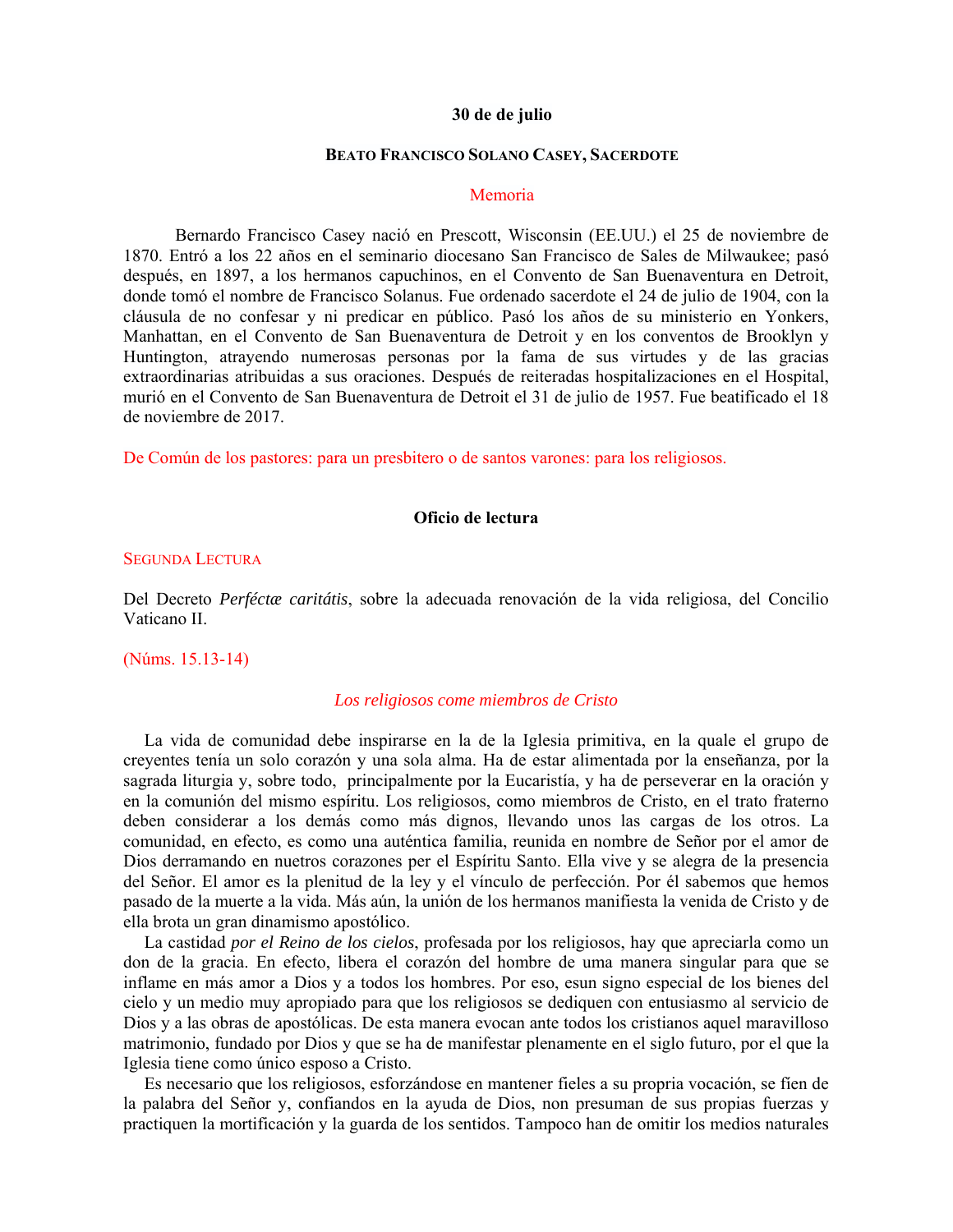**30 de de julio**

**BEATO FRANCISCO SOLANO CASEY, SACERDOTE**

Memoria

Bernardo Francisco Casey nació en Prescott, Wisconsin (EE.UU.) el 25 de noviembre de 1870. Entró a los 22 años en el seminario diocesano San Francisco de Sales de Milwaukee; pasó después, en 1897, a los hermanos capuchinos, en el Convento de San Buenaventura en Detroit, donde tomó el nombre de Francisco Solanus. Fue ordenado sacerdote el 24 de julio de 1904, con la cláusula de no confesar y ni predicar en público. Pasó los años de su ministerio en Yonkers, Manhattan, en el Convento de San Buenaventura de Detroit y en los conventos de Brooklyn y Huntington, atrayendo numerosas personas por la fama de sus virtudes y de las gracias extraordinarias atribuidas a sus oraciones. Después de reiteradas hospitalizaciones en el Hospital, murió en el Convento de San Buenaventura de Detroit el 31 de julio de 1957. Fue beatificado el 18 de noviembre de 2017.

De Común de los pastores: para un presbitero o de santos varones: para los religiosos.

**Oficio de lectura**

SEGUNDA LECTURA

Del Decreto *Perféctæ caritátis*, sobre la adecuada renovación de la vida religiosa, del Concilio Vaticano II.

(Núms. 15.13-14)

*Los religiosos come miembros de Cristo*

La vida de comunidad debe inspirarse en la de la Iglesia primitiva, en la quale el grupo de creyentes tenía un solo corazón y una sola alma. Ha de estar alimentada por la enseñanza, por la sagrada liturgia y, sobre todo, principalmente por la Eucaristía, y ha de perseverar en la oración y en la comunión del mismo espíritu. Los religiosos, como miembros de Cristo, en el trato fraterno deben considerar a los demás como más dignos, llevando unos las cargas de los otros. La comunidad, en efecto, es como una auténtica familia, reunida en nombre de Señor por el amor de Dios derramando en nuetros corazones per el Espíritu Santo. Ella vive y se alegra de la presencia del Señor. El amor es la plenitud de la ley y el vínculo de perfección. Por él sabemos que hemos pasado de la muerte a la vida. Más aún, la unión de los hermanos manifiesta la venida de Cristo y de ella brota un gran dinamismo apostólico.

La castidad *por el Reino de los cielos*, profesada por los religiosos, hay que apreciarla como un don de la gracia. En efecto, libera el corazón del hombre de uma manera singular para que se inflame en más amor a Dios y a todos los hombres. Por eso, esun signo especial de los bienes del cielo y un medio muy apropiado para que los religiosos se dediquen con entusiasmo al servicio de Dios y a las obras de apostólicas. De esta manera evocan ante todos los cristianos aquel maravilloso matrimonio, fundado por Dios y que se ha de manifestar plenamente en el siglo futuro, por el que la Iglesia tiene como único esposo a Cristo.

Es necesario que los religiosos, esforzándose en mantener fieles a su propria vocación, se fíen de la palabra del Señor y, confiandos en la ayuda de Dios, non presuman de sus propias fuerzas y practiquen la mortificación y la guarda de los sentidos. Tampoco han de omitir los medios naturales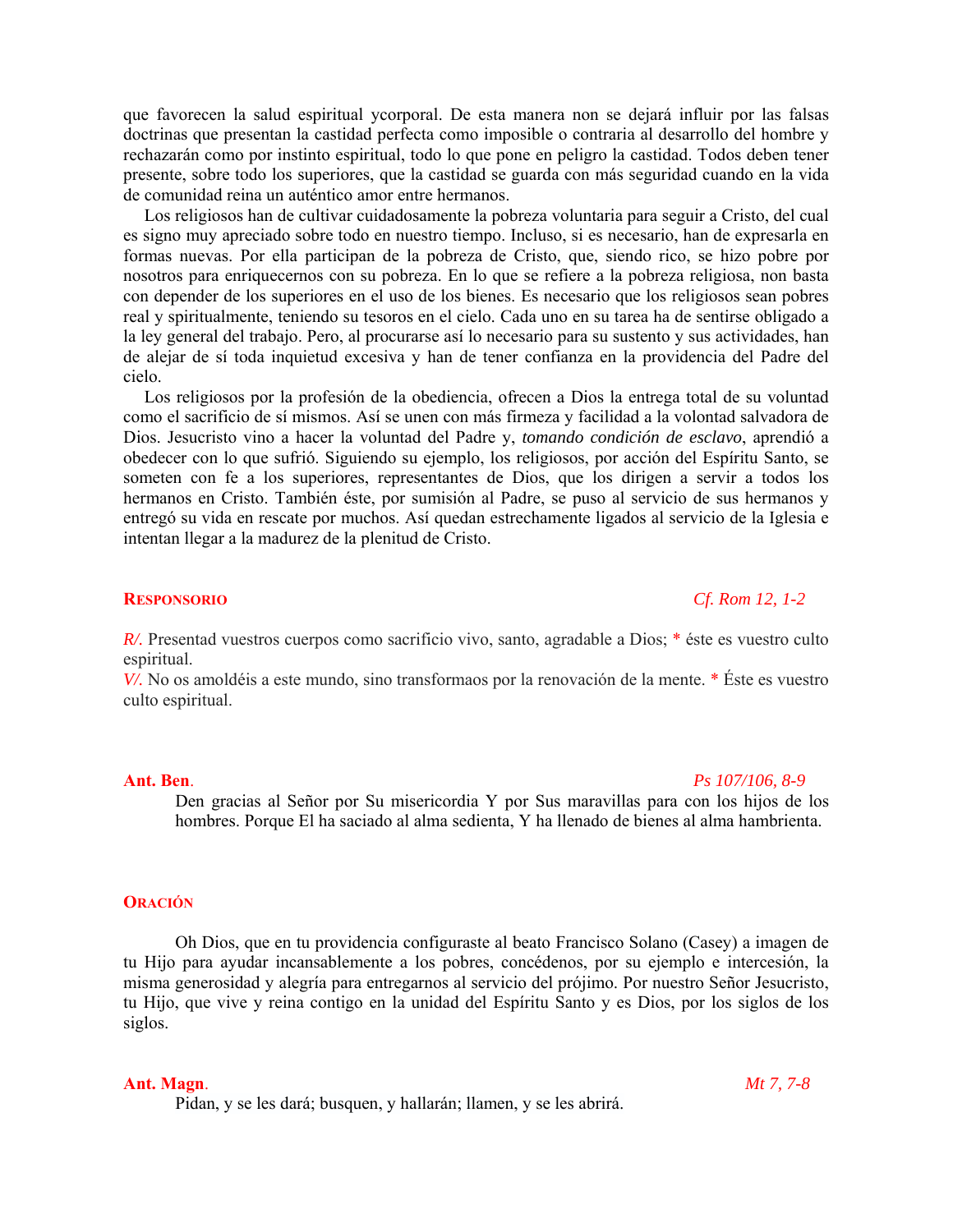que favorecen la salud espiritual ycorporal. De esta manera non se dejará influir por las falsas doctrinas que presentan la castidad perfecta como imposible o contraria al desarrollo del hombre y rechazarán como por instinto espiritual, todo lo que pone en peligro la castidad. Todos deben tener presente, sobre todo los superiores, que la castidad se guarda con más seguridad cuando en la vida de comunidad reina un auténtico amor entre hermanos.

Los religiosos han de cultivar cuidadosamente la pobreza voluntaria para seguir a Cristo, del cual es signo muy apreciado sobre todo en nuestro tiempo. Incluso, si es necesario, han de expresarla en formas nuevas. Por ella participan de la pobreza de Cristo, que, siendo rico, se hizo pobre por nosotros para enriquecernos con su pobreza. En lo que se refiere a la pobreza religiosa, non basta con depender de los superiores en el uso de los bienes. Es necesario que los religiosos sean pobres real y spiritualmente, teniendo su tesoros en el cielo. Cada uno en su tarea ha de sentirse obligado a la ley general del trabajo. Pero, al procurarse así lo necesario para su sustento y sus actividades, han de alejar de sí toda inquietud excesiva y han de tener confianza en la providencia del Padre del cielo.

Los religiosos por la profesión de la obediencia, ofrecen a Dios la entrega total de su voluntad como el sacrificio de sí mismos. Así se unen con más firmeza y facilidad a la volontad salvadora de Dios. Jesucristo vino a hacer la voluntad del Padre y, *tomando condición de esclavo*, aprendió a obedecer con lo que sufrió. Siguiendo su ejemplo, los religiosos, por acción del Espíritu Santo, se someten con fe a los superiores, representantes de Dios, que los dirigen a servir a todos los hermanos en Cristo. También éste, por sumisión al Padre, se puso al servicio de sus hermanos y entregó su vida en rescate por muchos. Así quedan estrechamente ligados al servicio de la Iglesia e intentan llegar a la madurez de la plenitud de Cristo.

**RESPONSORIO** *Cf. Rom 12, 1-2*

*R/.* Presentad vuestros cuerpos como sacrificio vivo, santo, agradable a Dios; * éste es vuestro culto espiritual.
*V/.* No os amoldéis a este mundo, sino transformaos por la renovación de la mente. * Éste es vuestro culto espiritual.

**Ant. Ben.** *Ps 107/106, 8-9*

Den gracias al Señor por Su misericordia Y por Sus maravillas para con los hijos de los hombres. Porque El ha saciado al alma sedienta, Y ha llenado de bienes al alma hambrienta.

**ORACIÓN**

Oh Dios, que en tu providencia configuraste al beato Francisco Solano (Casey) a imagen de tu Hijo para ayudar incansablemente a los pobres, concédenos, por su ejemplo e intercesión, la misma generosidad y alegría para entregarnos al servicio del prójimo. Por nuestro Señor Jesucristo, tu Hijo, que vive y reina contigo en la unidad del Espíritu Santo y es Dios, por los siglos de los siglos.

**Ant. Magn.** *Mt 7, 7-8*

Pidan, y se les dará; busquen, y hallarán; llamen, y se les abrirá.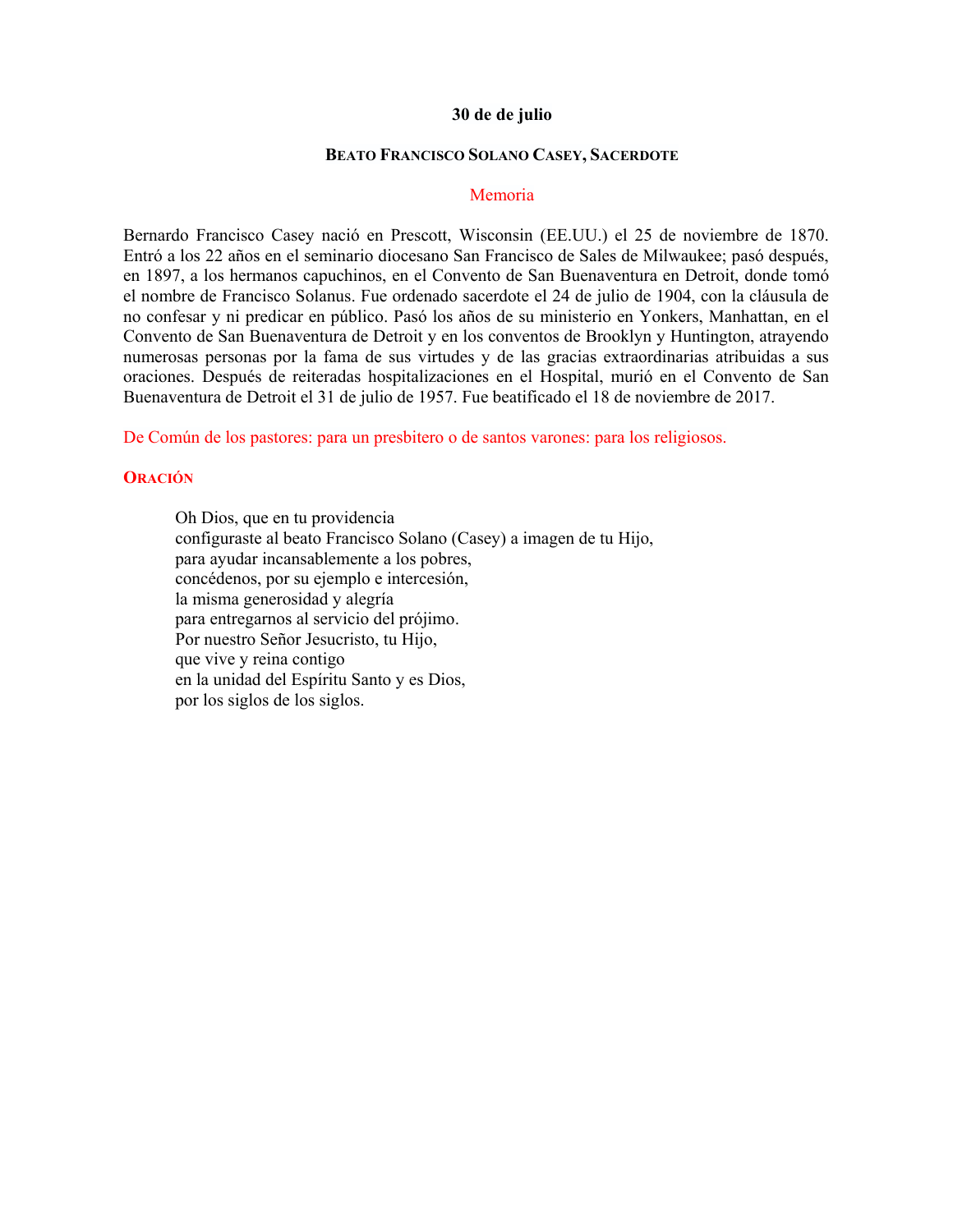**30 de de julio**

**BEATO FRANCISCO SOLANO CASEY, SACERDOTE**

Memoria

Bernardo Francisco Casey nació en Prescott, Wisconsin (EE.UU.) el 25 de noviembre de 1870. Entró a los 22 años en el seminario diocesano San Francisco de Sales de Milwaukee; pasó después, en 1897, a los hermanos capuchinos, en el Convento de San Buenaventura en Detroit, donde tomó el nombre de Francisco Solanus. Fue ordenado sacerdote el 24 de julio de 1904, con la cláusula de no confesar y ni predicar en público. Pasó los años de su ministerio en Yonkers, Manhattan, en el Convento de San Buenaventura de Detroit y en los conventos de Brooklyn y Huntington, atrayendo numerosas personas por la fama de sus virtudes y de las gracias extraordinarias atribuidas a sus oraciones. Después de reiteradas hospitalizaciones en el Hospital, murió en el Convento de San Buenaventura de Detroit el 31 de julio de 1957. Fue beatificado el 18 de noviembre de 2017.

De Común de los pastores: para un presbitero o de santos varones: para los religiosos.

**ORACIÓN**

Oh Dios, que en tu providencia
configuraste al beato Francisco Solano (Casey) a imagen de tu Hijo,
para ayudar incansablemente a los pobres,
concédenos, por su ejemplo e intercesión,
la misma generosidad y alegría
para entregarnos al servicio del prójimo.
Por nuestro Señor Jesucristo, tu Hijo,
que vive y reina contigo
en la unidad del Espíritu Santo y es Dios,
por los siglos de los siglos.